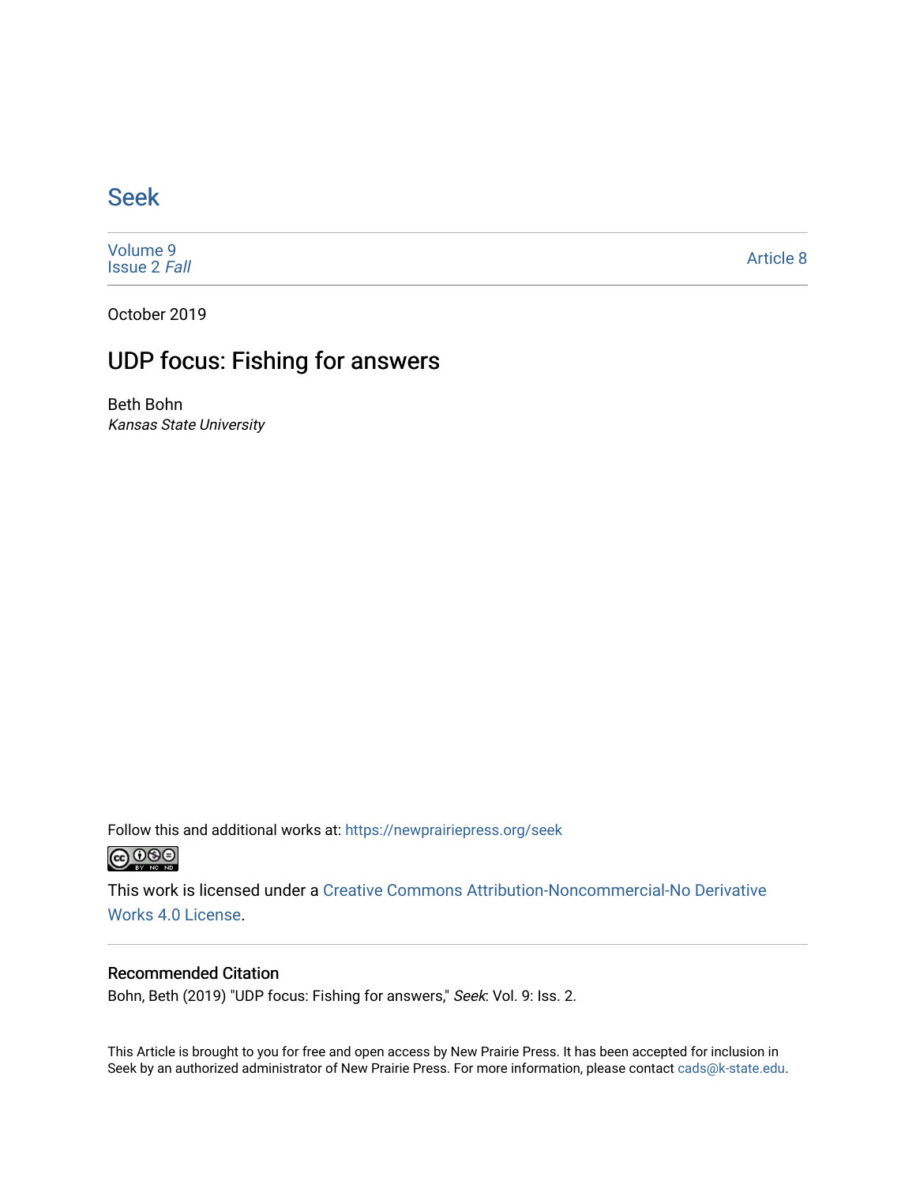# Seek

Volume 9
Issue 2 *Fall*

Article 8

October 2019

## UDP focus: Fishing for answers

Beth Bohn
*Kansas State University*

Follow this and additional works at: https://newprairiepress.org/seek

This work is licensed under a Creative Commons Attribution-Noncommercial-No Derivative Works 4.0 License.

### Recommended Citation

Bohn, Beth (2019) "UDP focus: Fishing for answers," *Seek*: Vol. 9: Iss. 2.

This Article is brought to you for free and open access by New Prairie Press. It has been accepted for inclusion in Seek by an authorized administrator of New Prairie Press. For more information, please contact cads@k-state.edu.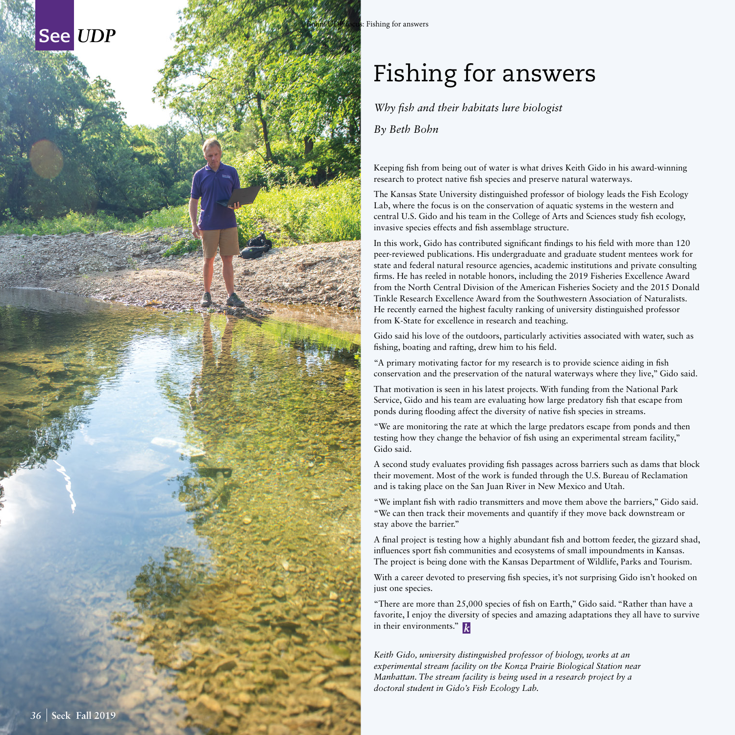# Fishing for answers

*Why fish and their habitats lure biologist*

*By Beth Bohn*

Keeping fish from being out of water is what drives Keith Gido in his award-winning research to protect native fish species and preserve natural waterways.

The Kansas State University distinguished professor of biology leads the Fish Ecology Lab, where the focus is on the conservation of aquatic systems in the western and central U.S. Gido and his team in the College of Arts and Sciences study fish ecology, invasive species effects and fish assemblage structure.

In this work, Gido has contributed significant findings to his field with more than 120 peer-reviewed publications. His undergraduate and graduate student mentees work for state and federal natural resource agencies, academic institutions and private consulting firms. He has reeled in notable honors, including the 2019 Fisheries Excellence Award from the North Central Division of the American Fisheries Society and the 2015 Donald Tinkle Research Excellence Award from the Southwestern Association of Naturalists. He recently earned the highest faculty ranking of university distinguished professor from K-State for excellence in research and teaching.

Gido said his love of the outdoors, particularly activities associated with water, such as fishing, boating and rafting, drew him to his field.

"A primary motivating factor for my research is to provide science aiding in fish conservation and the preservation of the natural waterways where they live," Gido said.

That motivation is seen in his latest projects. With funding from the National Park Service, Gido and his team are evaluating how large predatory fish that escape from ponds during flooding affect the diversity of native fish species in streams.

"We are monitoring the rate at which the large predators escape from ponds and then testing how they change the behavior of fish using an experimental stream facility," Gido said.

A second study evaluates providing fish passages across barriers such as dams that block their movement. Most of the work is funded through the U.S. Bureau of Reclamation and is taking place on the San Juan River in New Mexico and Utah.

"We implant fish with radio transmitters and move them above the barriers," Gido said. "We can then track their movements and quantify if they move back downstream or stay above the barrier."

A final project is testing how a highly abundant fish and bottom feeder, the gizzard shad, influences sport fish communities and ecosystems of small impoundments in Kansas. The project is being done with the Kansas Department of Wildlife, Parks and Tourism.

With a career devoted to preserving fish species, it's not surprising Gido isn't hooked on just one species.

"There are more than 25,000 species of fish on Earth," Gido said. "Rather than have a favorite, I enjoy the diversity of species and amazing adaptations they all have to survive in their environments."

*Keith Gido, university distinguished professor of biology, works at an experimental stream facility on the Konza Prairie Biological Station near Manhattan. The stream facility is being used in a research project by a doctoral student in Gido's Fish Ecology Lab.*